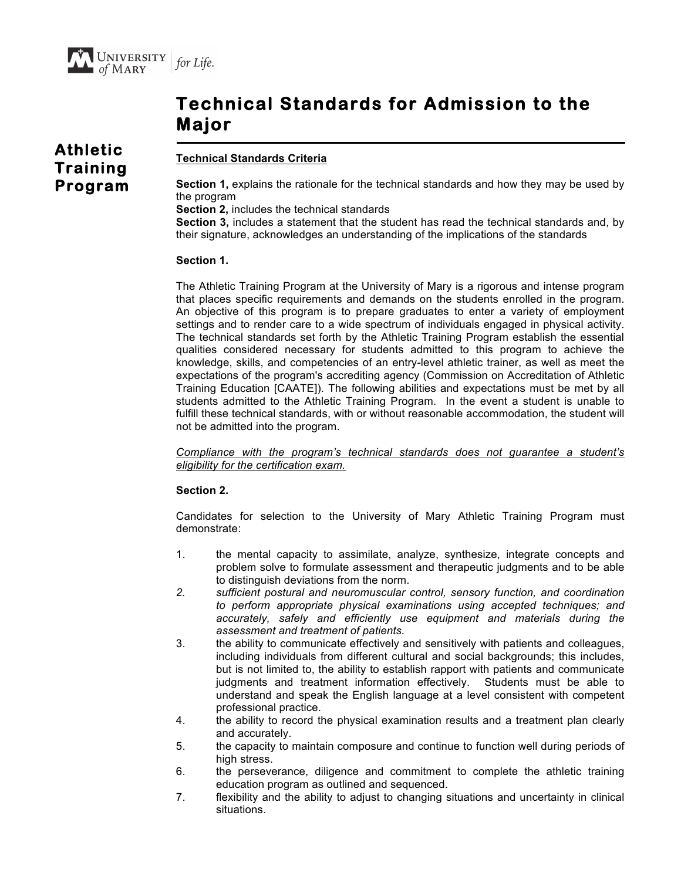UNIVERSITY of MARY | for Life.

# Technical Standards for Admission to the Major

## Athletic Training Program

**Technical Standards Criteria**

**Section 1,** explains the rationale for the technical standards and how they may be used by the program
**Section 2,** includes the technical standards
**Section 3,** includes a statement that the student has read the technical standards and, by their signature, acknowledges an understanding of the implications of the standards

**Section 1.**

The Athletic Training Program at the University of Mary is a rigorous and intense program that places specific requirements and demands on the students enrolled in the program. An objective of this program is to prepare graduates to enter a variety of employment settings and to render care to a wide spectrum of individuals engaged in physical activity. The technical standards set forth by the Athletic Training Program establish the essential qualities considered necessary for students admitted to this program to achieve the knowledge, skills, and competencies of an entry-level athletic trainer, as well as meet the expectations of the program's accrediting agency (Commission on Accreditation of Athletic Training Education [CAATE]). The following abilities and expectations must be met by all students admitted to the Athletic Training Program. In the event a student is unable to fulfill these technical standards, with or without reasonable accommodation, the student will not be admitted into the program.

*Compliance with the program's technical standards does not guarantee a student's eligibility for the certification exam.*

**Section 2.**

Candidates for selection to the University of Mary Athletic Training Program must demonstrate:

1. the mental capacity to assimilate, analyze, synthesize, integrate concepts and problem solve to formulate assessment and therapeutic judgments and to be able to distinguish deviations from the norm.
2. *sufficient postural and neuromuscular control, sensory function, and coordination to perform appropriate physical examinations using accepted techniques; and accurately, safely and efficiently use equipment and materials during the assessment and treatment of patients.*
3. the ability to communicate effectively and sensitively with patients and colleagues, including individuals from different cultural and social backgrounds; this includes, but is not limited to, the ability to establish rapport with patients and communicate judgments and treatment information effectively. Students must be able to understand and speak the English language at a level consistent with competent professional practice.
4. the ability to record the physical examination results and a treatment plan clearly and accurately.
5. the capacity to maintain composure and continue to function well during periods of high stress.
6. the perseverance, diligence and commitment to complete the athletic training education program as outlined and sequenced.
7. flexibility and the ability to adjust to changing situations and uncertainty in clinical situations.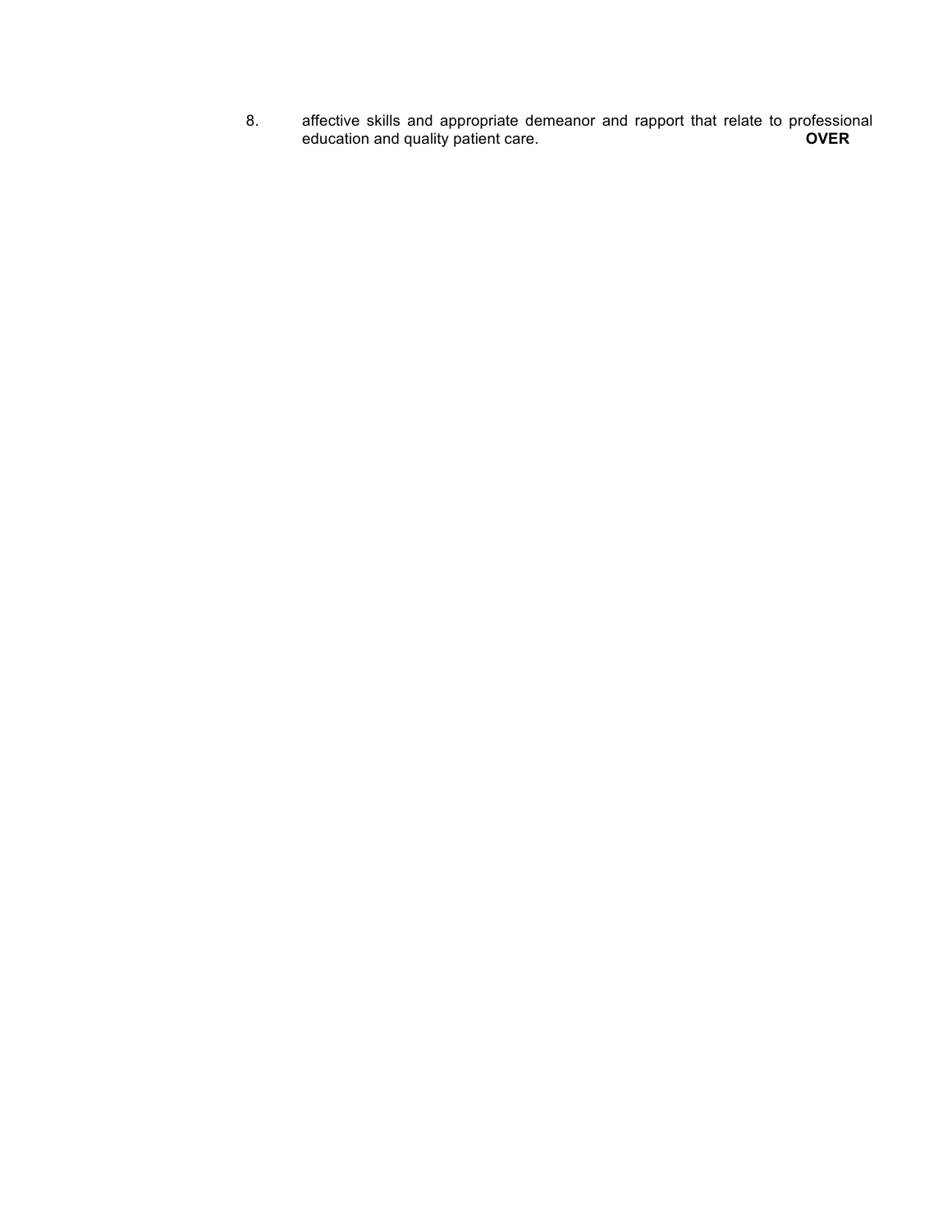8. affective skills and appropriate demeanor and rapport that relate to professional education and quality patient care. **OVER**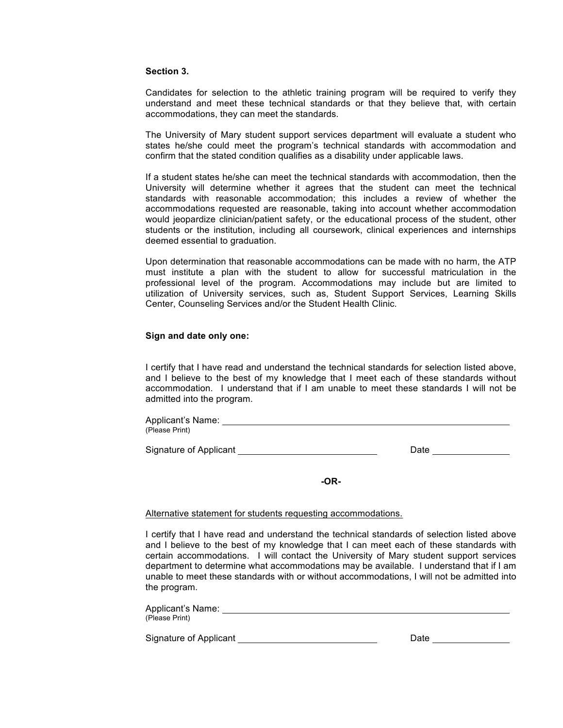**Section 3.**

Candidates for selection to the athletic training program will be required to verify they understand and meet these technical standards or that they believe that, with certain accommodations, they can meet the standards.

The University of Mary student support services department will evaluate a student who states he/she could meet the program's technical standards with accommodation and confirm that the stated condition qualifies as a disability under applicable laws.

If a student states he/she can meet the technical standards with accommodation, then the University will determine whether it agrees that the student can meet the technical standards with reasonable accommodation; this includes a review of whether the accommodations requested are reasonable, taking into account whether accommodation would jeopardize clinician/patient safety, or the educational process of the student, other students or the institution, including all coursework, clinical experiences and internships deemed essential to graduation.

Upon determination that reasonable accommodations can be made with no harm, the ATP must institute a plan with the student to allow for successful matriculation in the professional level of the program. Accommodations may include but are limited to utilization of University services, such as, Student Support Services, Learning Skills Center, Counseling Services and/or the Student Health Clinic.

**Sign and date only one:**

I certify that I have read and understand the technical standards for selection listed above, and I believe to the best of my knowledge that I meet each of these standards without accommodation. I understand that if I am unable to meet these standards I will not be admitted into the program.

Applicant's Name: ______________________________________________
(Please Print)

Signature of Applicant ______________________________ Date ________________

**-OR-**

Alternative statement for students requesting accommodations.

I certify that I have read and understand the technical standards of selection listed above and I believe to the best of my knowledge that I can meet each of these standards with certain accommodations. I will contact the University of Mary student support services department to determine what accommodations may be available. I understand that if I am unable to meet these standards with or without accommodations, I will not be admitted into the program.

Applicant's Name: ______________________________________________
(Please Print)

Signature of Applicant ______________________________ Date ________________